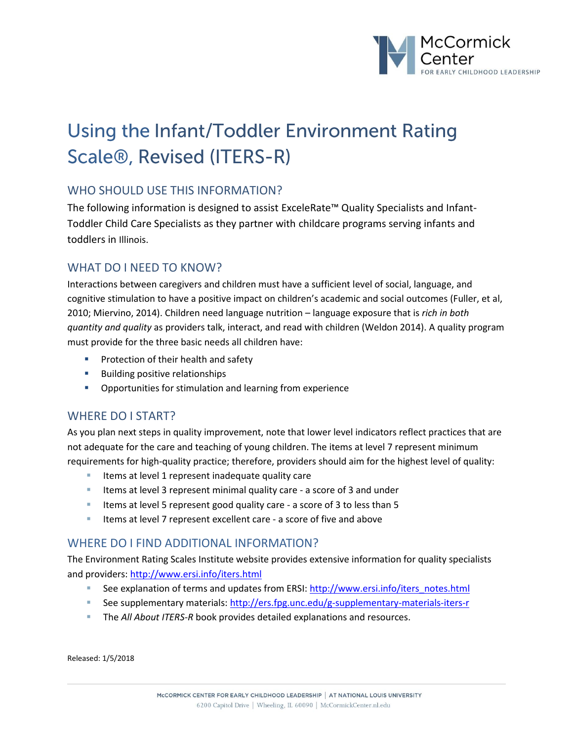McCormick Center FOR EARLY CHILDHOOD LEADERSHIP

# Using the Infant/Toddler Environment Rating Scale®, Revised (ITERS-R)

## WHO SHOULD USE THIS INFORMATION?

The following information is designed to assist ExceleRate™ Quality Specialists and Infant-Toddler Child Care Specialists as they partner with childcare programs serving infants and toddlers in Illinois.

## WHAT DO I NEED TO KNOW?

Interactions between caregivers and children must have a sufficient level of social, language, and cognitive stimulation to have a positive impact on children's academic and social outcomes (Fuller, et al, 2010; Miervino, 2014). Children need language nutrition – language exposure that is *rich in both quantity and quality* as providers talk, interact, and read with children (Weldon 2014). A quality program must provide for the three basic needs all children have:

- Protection of their health and safety
- Building positive relationships
- Opportunities for stimulation and learning from experience

## WHERE DO I START?

As you plan next steps in quality improvement, note that lower level indicators reflect practices that are not adequate for the care and teaching of young children. The items at level 7 represent minimum requirements for high-quality practice; therefore, providers should aim for the highest level of quality:

- Items at level 1 represent inadequate quality care
- Items at level 3 represent minimal quality care - a score of 3 and under
- Items at level 5 represent good quality care - a score of 3 to less than 5
- Items at level 7 represent excellent care - a score of five and above

## WHERE DO I FIND ADDITIONAL INFORMATION?

The Environment Rating Scales Institute website provides extensive information for quality specialists and providers: http://www.ersi.info/iters.html

- See explanation of terms and updates from ERSI: http://www.ersi.info/iters_notes.html
- See supplementary materials: http://ers.fpg.unc.edu/g-supplementary-materials-iters-r
- The *All About ITERS-R* book provides detailed explanations and resources.

Released: 1/5/2018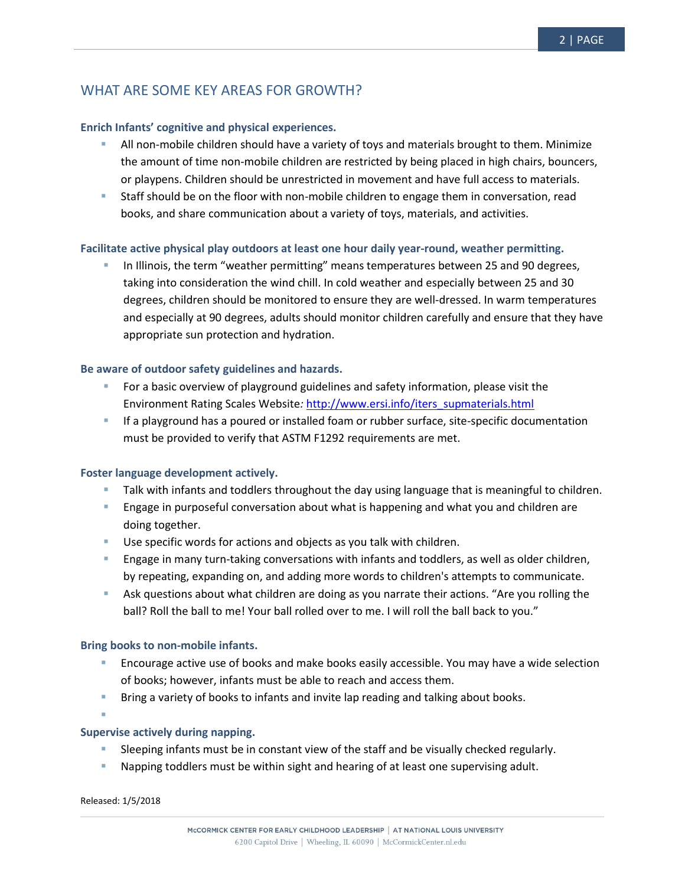## WHAT ARE SOME KEY AREAS FOR GROWTH?

### Enrich Infants' cognitive and physical experiences.

- All non-mobile children should have a variety of toys and materials brought to them. Minimize the amount of time non-mobile children are restricted by being placed in high chairs, bouncers, or playpens. Children should be unrestricted in movement and have full access to materials.
- Staff should be on the floor with non-mobile children to engage them in conversation, read books, and share communication about a variety of toys, materials, and activities.

### Facilitate active physical play outdoors at least one hour daily year-round, weather permitting.

- In Illinois, the term "weather permitting" means temperatures between 25 and 90 degrees, taking into consideration the wind chill. In cold weather and especially between 25 and 30 degrees, children should be monitored to ensure they are well-dressed. In warm temperatures and especially at 90 degrees, adults should monitor children carefully and ensure that they have appropriate sun protection and hydration.

### Be aware of outdoor safety guidelines and hazards.

- For a basic overview of playground guidelines and safety information, please visit the Environment Rating Scales Website*:* [http://www.ersi.info/iters_supmaterials.html](http://www.ersi.info/iters_supmaterials.html)
- If a playground has a poured or installed foam or rubber surface, site-specific documentation must be provided to verify that ASTM F1292 requirements are met.

### Foster language development actively.

- Talk with infants and toddlers throughout the day using language that is meaningful to children.
- Engage in purposeful conversation about what is happening and what you and children are doing together.
- Use specific words for actions and objects as you talk with children.
- Engage in many turn-taking conversations with infants and toddlers, as well as older children, by repeating, expanding on, and adding more words to children's attempts to communicate.
- Ask questions about what children are doing as you narrate their actions. "Are you rolling the ball? Roll the ball to me! Your ball rolled over to me. I will roll the ball back to you."

### Bring books to non-mobile infants.

- Encourage active use of books and make books easily accessible. You may have a wide selection of books; however, infants must be able to reach and access them.
- Bring a variety of books to infants and invite lap reading and talking about books.

### Supervise actively during napping.

- Sleeping infants must be in constant view of the staff and be visually checked regularly.
- Napping toddlers must be within sight and hearing of at least one supervising adult.

Released: 1/5/2018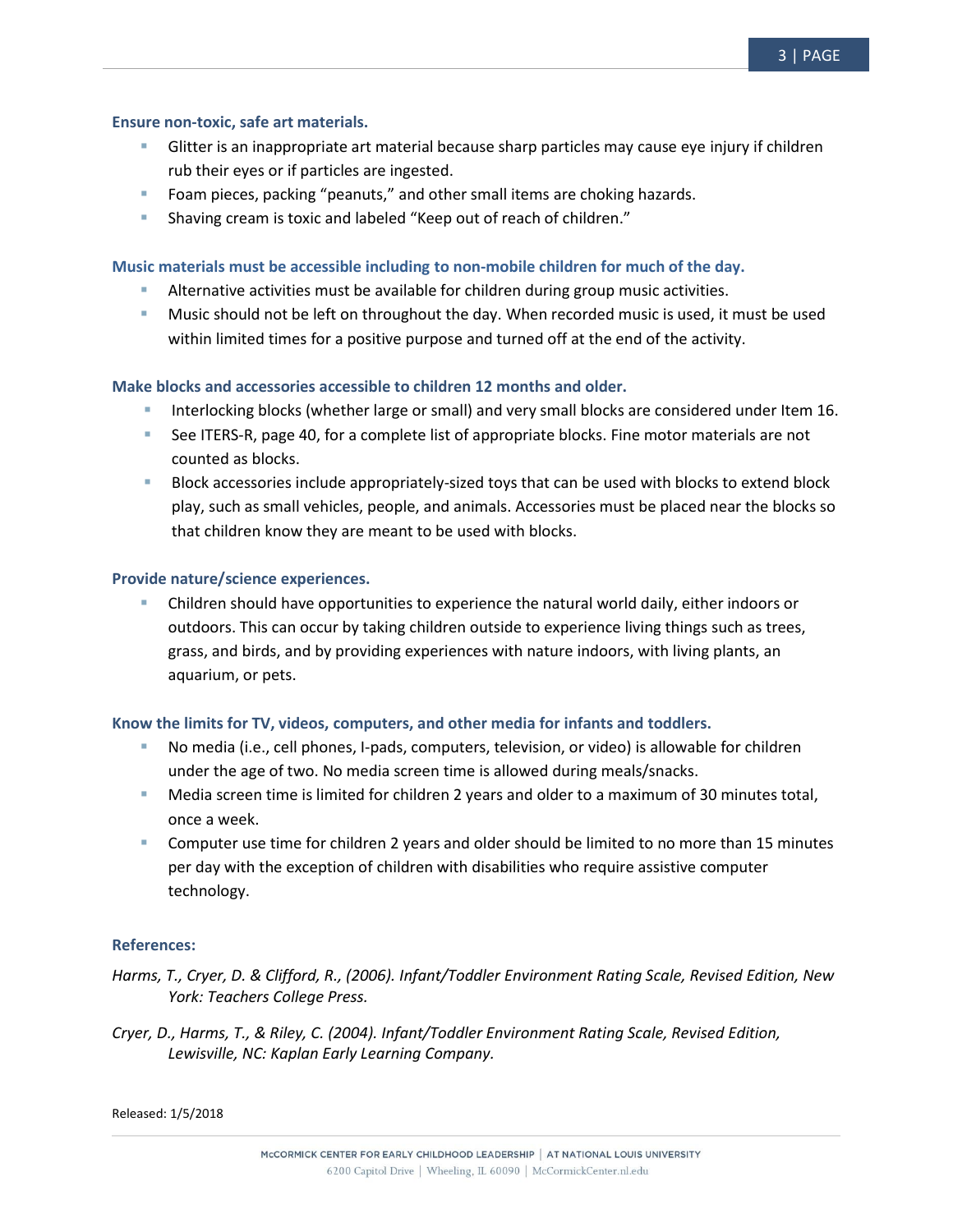**Ensure non-toxic, safe art materials.**

- Glitter is an inappropriate art material because sharp particles may cause eye injury if children rub their eyes or if particles are ingested.
- Foam pieces, packing "peanuts," and other small items are choking hazards.
- Shaving cream is toxic and labeled "Keep out of reach of children."

**Music materials must be accessible including to non-mobile children for much of the day.**

- Alternative activities must be available for children during group music activities.
- Music should not be left on throughout the day. When recorded music is used, it must be used within limited times for a positive purpose and turned off at the end of the activity.

**Make blocks and accessories accessible to children 12 months and older.**

- Interlocking blocks (whether large or small) and very small blocks are considered under Item 16.
- See ITERS-R, page 40, for a complete list of appropriate blocks. Fine motor materials are not counted as blocks.
- Block accessories include appropriately-sized toys that can be used with blocks to extend block play, such as small vehicles, people, and animals. Accessories must be placed near the blocks so that children know they are meant to be used with blocks.

**Provide nature/science experiences.**

- Children should have opportunities to experience the natural world daily, either indoors or outdoors. This can occur by taking children outside to experience living things such as trees, grass, and birds, and by providing experiences with nature indoors, with living plants, an aquarium, or pets.

**Know the limits for TV, videos, computers, and other media for infants and toddlers.**

- No media (i.e., cell phones, I-pads, computers, television, or video) is allowable for children under the age of two. No media screen time is allowed during meals/snacks.
- Media screen time is limited for children 2 years and older to a maximum of 30 minutes total, once a week.
- Computer use time for children 2 years and older should be limited to no more than 15 minutes per day with the exception of children with disabilities who require assistive computer technology.

**References:**

*Harms, T., Cryer, D. & Clifford, R., (2006). Infant/Toddler Environment Rating Scale, Revised Edition, New York: Teachers College Press.*

*Cryer, D., Harms, T., & Riley, C. (2004). Infant/Toddler Environment Rating Scale, Revised Edition, Lewisville, NC: Kaplan Early Learning Company.*

Released: 1/5/2018